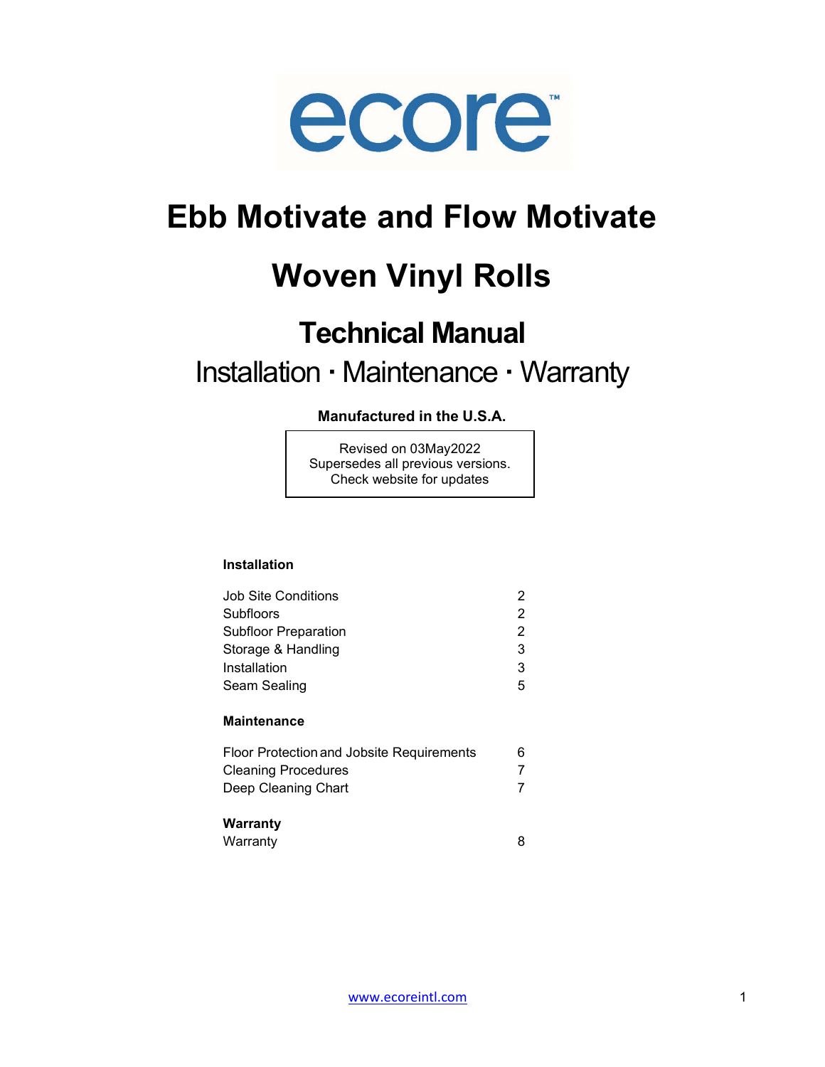ecore™

# Ebb Motivate and Flow Motivate

# Woven Vinyl Rolls

## Technical Manual

Installation · Maintenance · Warranty

**Manufactured in the U.S.A.**

Revised on 03May2022
Supersedes all previous versions.
Check website for updates

**Installation**

| | |
|---|---|
| Job Site Conditions | 2 |
| Subfloors | 2 |
| Subfloor Preparation | 2 |
| Storage & Handling | 3 |
| Installation | 3 |
| Seam Sealing | 5 |

**Maintenance**

| | |
|---|---|
| Floor Protection and Jobsite Requirements | 6 |
| Cleaning Procedures | 7 |
| Deep Cleaning Chart | 7 |

**Warranty**

| | |
|---|---|
| Warranty | 8 |

www.ecoreintl.com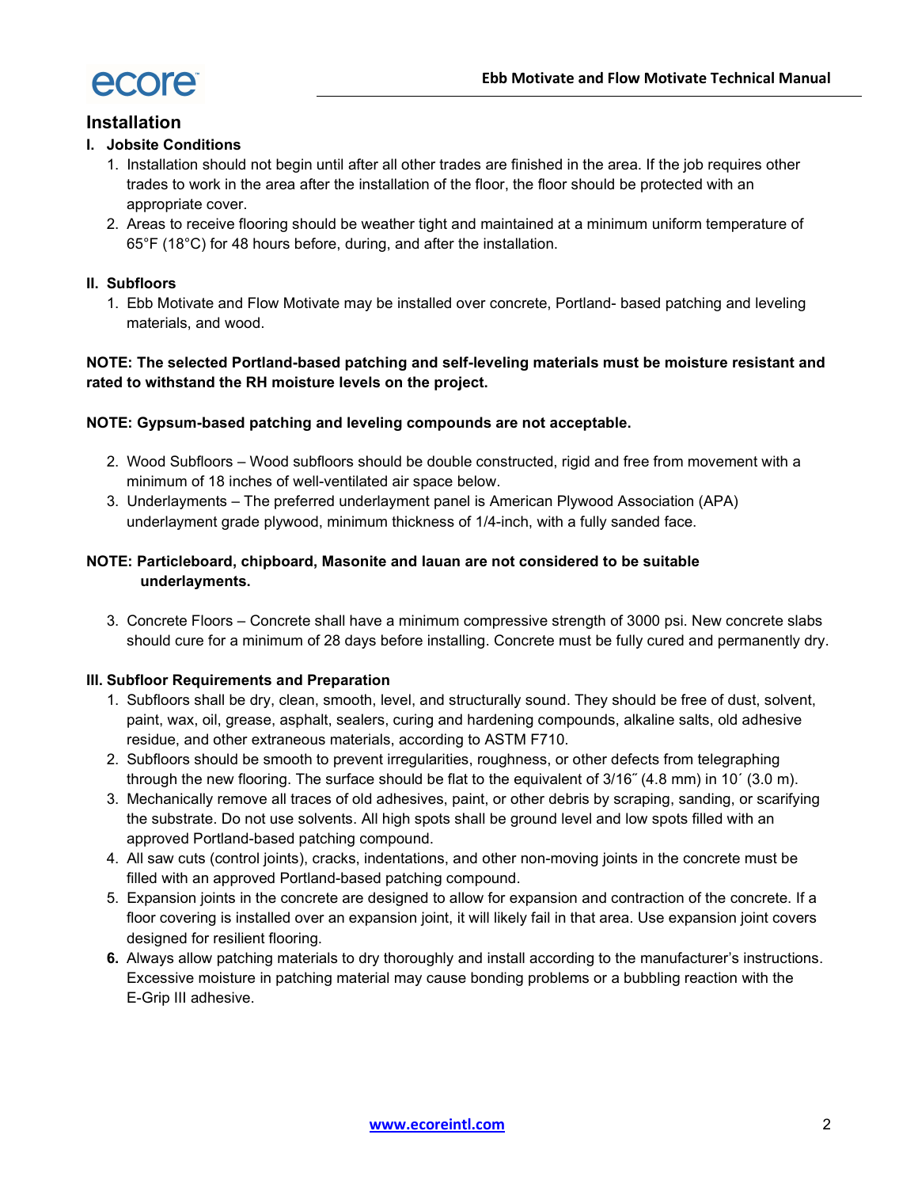## Installation

### I. Jobsite Conditions

1. Installation should not begin until after all other trades are finished in the area. If the job requires other trades to work in the area after the installation of the floor, the floor should be protected with an appropriate cover.
2. Areas to receive flooring should be weather tight and maintained at a minimum uniform temperature of 65°F (18°C) for 48 hours before, during, and after the installation.

### II. Subfloors

1. Ebb Motivate and Flow Motivate may be installed over concrete, Portland- based patching and leveling materials, and wood.

**NOTE: The selected Portland-based patching and self-leveling materials must be moisture resistant and rated to withstand the RH moisture levels on the project.**

**NOTE: Gypsum-based patching and leveling compounds are not acceptable.**

2. Wood Subfloors – Wood subfloors should be double constructed, rigid and free from movement with a minimum of 18 inches of well-ventilated air space below.
3. Underlayments – The preferred underlayment panel is American Plywood Association (APA) underlayment grade plywood, minimum thickness of 1/4-inch, with a fully sanded face.

**NOTE: Particleboard, chipboard, Masonite and lauan are not considered to be suitable underlayments.**

3. Concrete Floors – Concrete shall have a minimum compressive strength of 3000 psi. New concrete slabs should cure for a minimum of 28 days before installing. Concrete must be fully cured and permanently dry.

### III. Subfloor Requirements and Preparation

1. Subfloors shall be dry, clean, smooth, level, and structurally sound. They should be free of dust, solvent, paint, wax, oil, grease, asphalt, sealers, curing and hardening compounds, alkaline salts, old adhesive residue, and other extraneous materials, according to ASTM F710.
2. Subfloors should be smooth to prevent irregularities, roughness, or other defects from telegraphing through the new flooring. The surface should be flat to the equivalent of 3/16˝ (4.8 mm) in 10´ (3.0 m).
3. Mechanically remove all traces of old adhesives, paint, or other debris by scraping, sanding, or scarifying the substrate. Do not use solvents. All high spots shall be ground level and low spots filled with an approved Portland-based patching compound.
4. All saw cuts (control joints), cracks, indentations, and other non-moving joints in the concrete must be filled with an approved Portland-based patching compound.
5. Expansion joints in the concrete are designed to allow for expansion and contraction of the concrete. If a floor covering is installed over an expansion joint, it will likely fail in that area. Use expansion joint covers designed for resilient flooring.
6. Always allow patching materials to dry thoroughly and install according to the manufacturer's instructions. Excessive moisture in patching material may cause bonding problems or a bubbling reaction with the E-Grip III adhesive.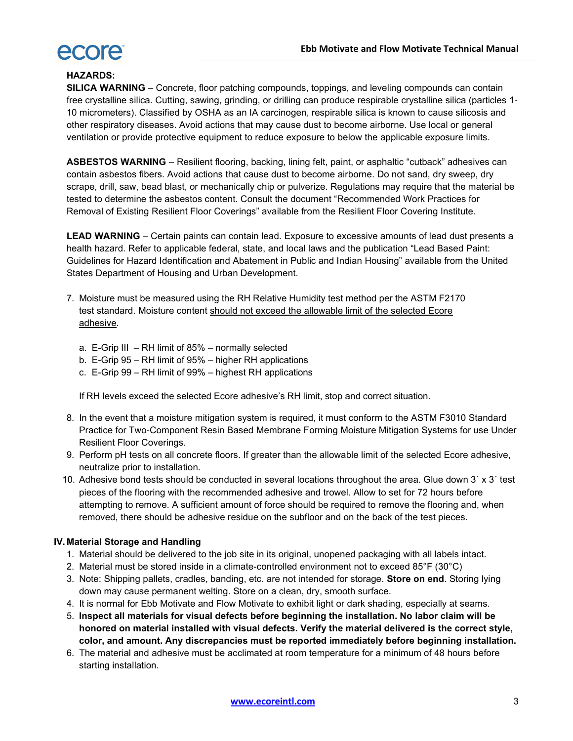**HAZARDS:**

**SILICA WARNING** – Concrete, floor patching compounds, toppings, and leveling compounds can contain free crystalline silica. Cutting, sawing, grinding, or drilling can produce respirable crystalline silica (particles 1-10 micrometers). Classified by OSHA as an IA carcinogen, respirable silica is known to cause silicosis and other respiratory diseases. Avoid actions that may cause dust to become airborne. Use local or general ventilation or provide protective equipment to reduce exposure to below the applicable exposure limits.

**ASBESTOS WARNING** – Resilient flooring, backing, lining felt, paint, or asphaltic "cutback" adhesives can contain asbestos fibers. Avoid actions that cause dust to become airborne. Do not sand, dry sweep, dry scrape, drill, saw, bead blast, or mechanically chip or pulverize. Regulations may require that the material be tested to determine the asbestos content. Consult the document "Recommended Work Practices for Removal of Existing Resilient Floor Coverings" available from the Resilient Floor Covering Institute.

**LEAD WARNING** – Certain paints can contain lead. Exposure to excessive amounts of lead dust presents a health hazard. Refer to applicable federal, state, and local laws and the publication "Lead Based Paint: Guidelines for Hazard Identification and Abatement in Public and Indian Housing" available from the United States Department of Housing and Urban Development.

7. Moisture must be measured using the RH Relative Humidity test method per the ASTM F2170 test standard. Moisture content should not exceed the allowable limit of the selected Ecore adhesive.

   a. E-Grip III – RH limit of 85% – normally selected
   b. E-Grip 95 – RH limit of 95% – higher RH applications
   c. E-Grip 99 – RH limit of 99% – highest RH applications

   If RH levels exceed the selected Ecore adhesive's RH limit, stop and correct situation.

8. In the event that a moisture mitigation system is required, it must conform to the ASTM F3010 Standard Practice for Two-Component Resin Based Membrane Forming Moisture Mitigation Systems for use Under Resilient Floor Coverings.
9. Perform pH tests on all concrete floors. If greater than the allowable limit of the selected Ecore adhesive, neutralize prior to installation.
10. Adhesive bond tests should be conducted in several locations throughout the area. Glue down 3´ x 3´ test pieces of the flooring with the recommended adhesive and trowel. Allow to set for 72 hours before attempting to remove. A sufficient amount of force should be required to remove the flooring and, when removed, there should be adhesive residue on the subfloor and on the back of the test pieces.

## IV. Material Storage and Handling

1. Material should be delivered to the job site in its original, unopened packaging with all labels intact.
2. Material must be stored inside in a climate-controlled environment not to exceed 85°F (30°C)
3. Note: Shipping pallets, cradles, banding, etc. are not intended for storage. **Store on end**. Storing lying down may cause permanent welting. Store on a clean, dry, smooth surface.
4. It is normal for Ebb Motivate and Flow Motivate to exhibit light or dark shading, especially at seams.
5. **Inspect all materials for visual defects before beginning the installation. No labor claim will be honored on material installed with visual defects. Verify the material delivered is the correct style, color, and amount. Any discrepancies must be reported immediately before beginning installation.**
6. The material and adhesive must be acclimated at room temperature for a minimum of 48 hours before starting installation.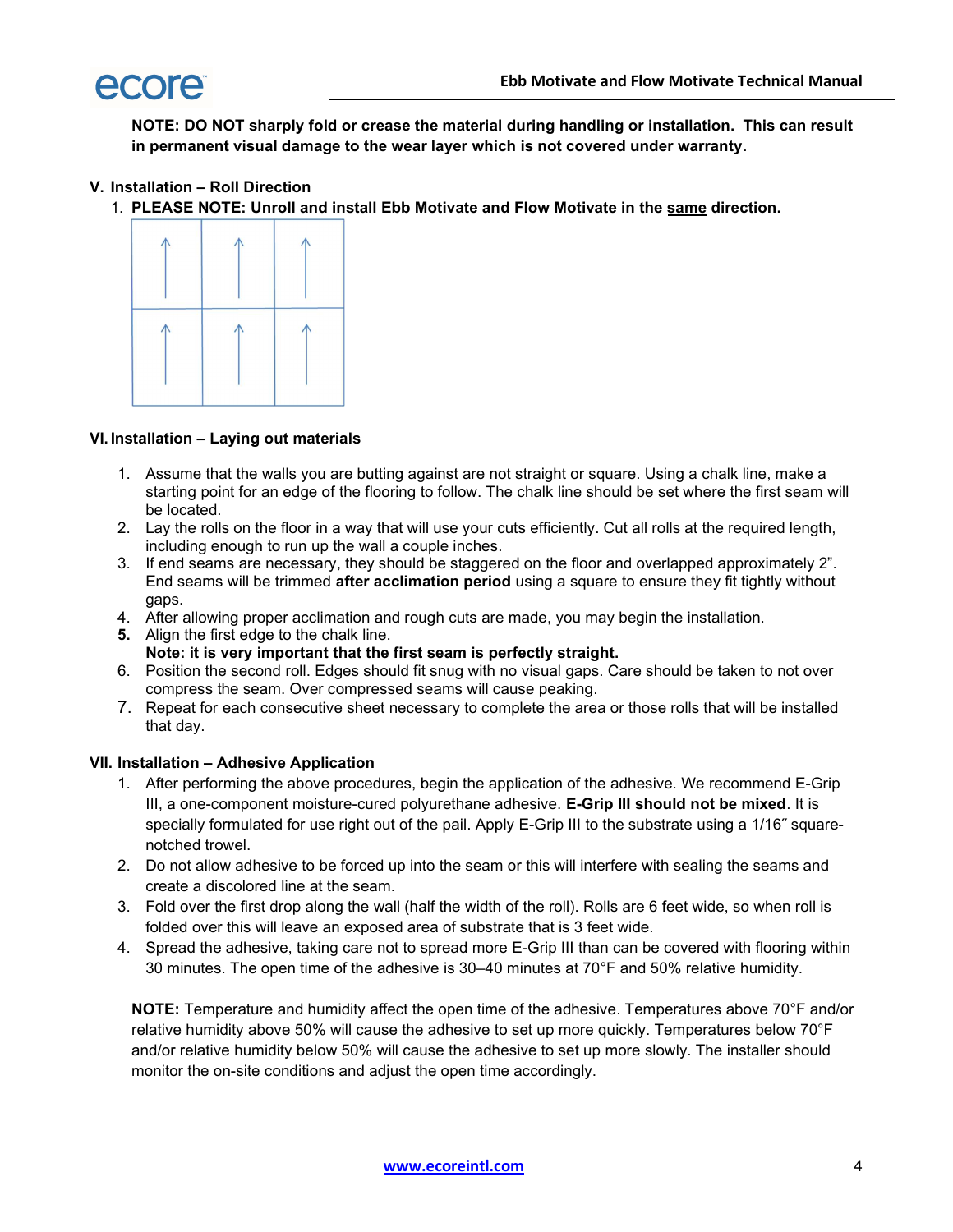**NOTE: DO NOT sharply fold or crease the material during handling or installation. This can result in permanent visual damage to the wear layer which is not covered under warranty**.

## V. Installation – Roll Direction

1. **PLEASE NOTE: Unroll and install Ebb Motivate and Flow Motivate in the <u>same</u> direction.**

## VI. Installation – Laying out materials

1. Assume that the walls you are butting against are not straight or square. Using a chalk line, make a starting point for an edge of the flooring to follow. The chalk line should be set where the first seam will be located.
2. Lay the rolls on the floor in a way that will use your cuts efficiently. Cut all rolls at the required length, including enough to run up the wall a couple inches.
3. If end seams are necessary, they should be staggered on the floor and overlapped approximately 2”. End seams will be trimmed **after acclimation period** using a square to ensure they fit tightly without gaps.
4. After allowing proper acclimation and rough cuts are made, you may begin the installation.
5. Align the first edge to the chalk line.
   **Note: it is very important that the first seam is perfectly straight.**
6. Position the second roll. Edges should fit snug with no visual gaps. Care should be taken to not over compress the seam. Over compressed seams will cause peaking.
7. Repeat for each consecutive sheet necessary to complete the area or those rolls that will be installed that day.

## VII. Installation – Adhesive Application

1. After performing the above procedures, begin the application of the adhesive. We recommend E-Grip III, a one-component moisture-cured polyurethane adhesive. **E-Grip III should not be mixed**. It is specially formulated for use right out of the pail. Apply E-Grip III to the substrate using a 1/16˝ square-notched trowel.
2. Do not allow adhesive to be forced up into the seam or this will interfere with sealing the seams and create a discolored line at the seam.
3. Fold over the first drop along the wall (half the width of the roll). Rolls are 6 feet wide, so when roll is folded over this will leave an exposed area of substrate that is 3 feet wide.
4. Spread the adhesive, taking care not to spread more E-Grip III than can be covered with flooring within 30 minutes. The open time of the adhesive is 30–40 minutes at 70°F and 50% relative humidity.

**NOTE:** Temperature and humidity affect the open time of the adhesive. Temperatures above 70°F and/or relative humidity above 50% will cause the adhesive to set up more quickly. Temperatures below 70°F and/or relative humidity below 50% will cause the adhesive to set up more slowly. The installer should monitor the on-site conditions and adjust the open time accordingly.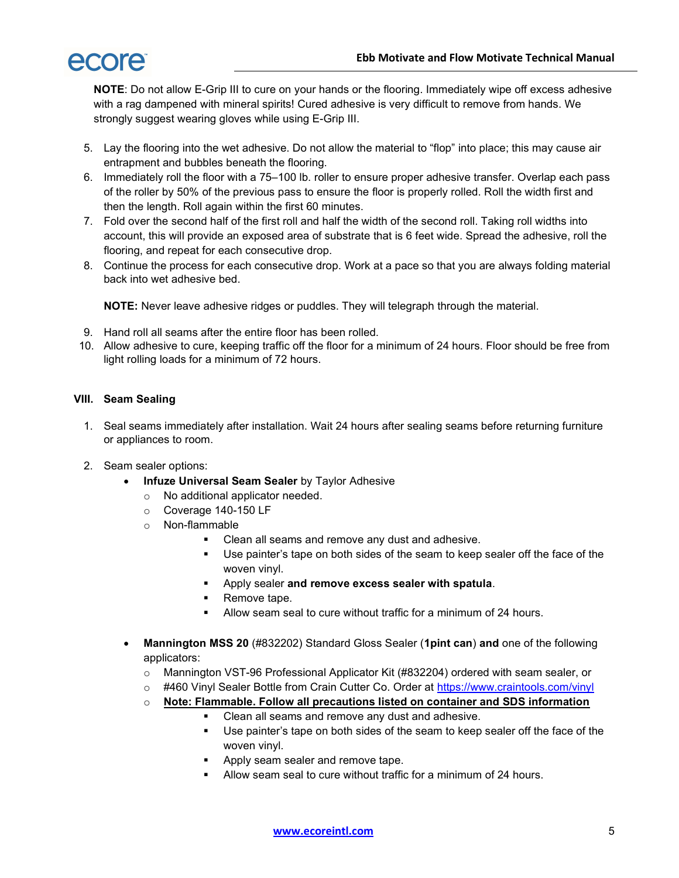**NOTE**: Do not allow E-Grip III to cure on your hands or the flooring. Immediately wipe off excess adhesive with a rag dampened with mineral spirits! Cured adhesive is very difficult to remove from hands. We strongly suggest wearing gloves while using E-Grip III.

5. Lay the flooring into the wet adhesive. Do not allow the material to "flop" into place; this may cause air entrapment and bubbles beneath the flooring.
6. Immediately roll the floor with a 75–100 lb. roller to ensure proper adhesive transfer. Overlap each pass of the roller by 50% of the previous pass to ensure the floor is properly rolled. Roll the width first and then the length. Roll again within the first 60 minutes.
7. Fold over the second half of the first roll and half the width of the second roll. Taking roll widths into account, this will provide an exposed area of substrate that is 6 feet wide. Spread the adhesive, roll the flooring, and repeat for each consecutive drop.
8. Continue the process for each consecutive drop. Work at a pace so that you are always folding material back into wet adhesive bed.

   **NOTE:** Never leave adhesive ridges or puddles. They will telegraph through the material.

9. Hand roll all seams after the entire floor has been rolled.
10. Allow adhesive to cure, keeping traffic off the floor for a minimum of 24 hours. Floor should be free from light rolling loads for a minimum of 72 hours.

## VIII. Seam Sealing

1. Seal seams immediately after installation. Wait 24 hours after sealing seams before returning furniture or appliances to room.

2. Seam sealer options:
   - **Infuze Universal Seam Sealer** by Taylor Adhesive
     - No additional applicator needed.
     - Coverage 140-150 LF
     - Non-flammable
       - Clean all seams and remove any dust and adhesive.
       - Use painter's tape on both sides of the seam to keep sealer off the face of the woven vinyl.
       - Apply sealer **and remove excess sealer with spatula**.
       - Remove tape.
       - Allow seam seal to cure without traffic for a minimum of 24 hours.

   - **Mannington MSS 20** (#832202) Standard Gloss Sealer (**1pint can**) **and** one of the following applicators:
     - Mannington VST-96 Professional Applicator Kit (#832204) ordered with seam sealer, or
     - #460 Vinyl Sealer Bottle from Crain Cutter Co. Order at [https://www.craintools.com/vinyl](https://www.craintools.com/vinyl)
     - **Note: Flammable. Follow all precautions listed on container and SDS information**
       - Clean all seams and remove any dust and adhesive.
       - Use painter's tape on both sides of the seam to keep sealer off the face of the woven vinyl.
       - Apply seam sealer and remove tape.
       - Allow seam seal to cure without traffic for a minimum of 24 hours.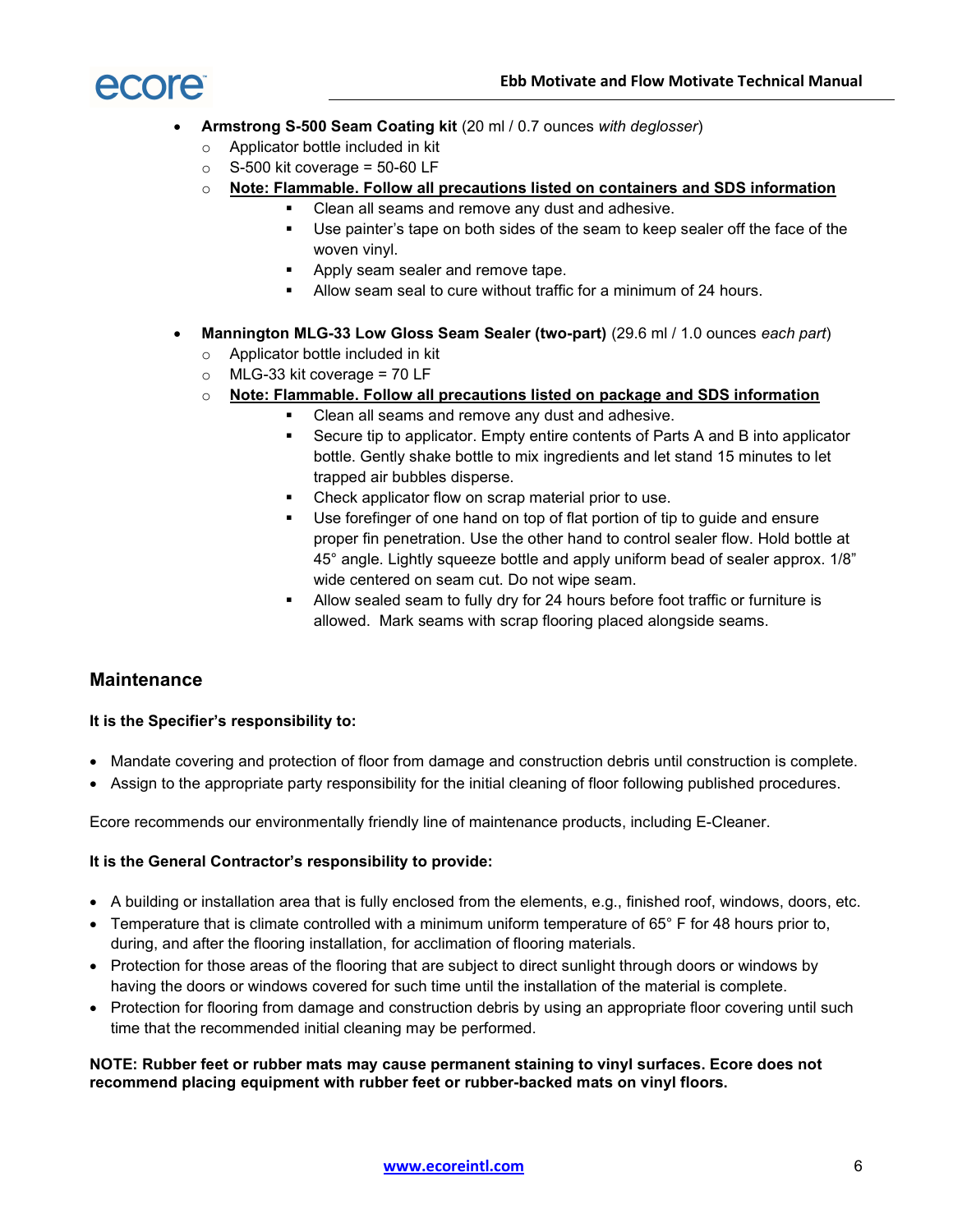- **Armstrong S-500 Seam Coating kit** (20 ml / 0.7 ounces *with deglosser*)
  - Applicator bottle included in kit
  - S-500 kit coverage = 50-60 LF
  - **Note: Flammable. Follow all precautions listed on containers and SDS information**
    - Clean all seams and remove any dust and adhesive.
    - Use painter's tape on both sides of the seam to keep sealer off the face of the woven vinyl.
    - Apply seam sealer and remove tape.
    - Allow seam seal to cure without traffic for a minimum of 24 hours.

- **Mannington MLG-33 Low Gloss Seam Sealer (two-part)** (29.6 ml / 1.0 ounces *each part*)
  - Applicator bottle included in kit
  - MLG-33 kit coverage = 70 LF
  - **Note: Flammable. Follow all precautions listed on package and SDS information**
    - Clean all seams and remove any dust and adhesive.
    - Secure tip to applicator. Empty entire contents of Parts A and B into applicator bottle. Gently shake bottle to mix ingredients and let stand 15 minutes to let trapped air bubbles disperse.
    - Check applicator flow on scrap material prior to use.
    - Use forefinger of one hand on top of flat portion of tip to guide and ensure proper fin penetration. Use the other hand to control sealer flow. Hold bottle at 45° angle. Lightly squeeze bottle and apply uniform bead of sealer approx. 1/8" wide centered on seam cut. Do not wipe seam.
    - Allow sealed seam to fully dry for 24 hours before foot traffic or furniture is allowed. Mark seams with scrap flooring placed alongside seams.

## Maintenance

**It is the Specifier's responsibility to:**

- Mandate covering and protection of floor from damage and construction debris until construction is complete.
- Assign to the appropriate party responsibility for the initial cleaning of floor following published procedures.

Ecore recommends our environmentally friendly line of maintenance products, including E-Cleaner.

**It is the General Contractor's responsibility to provide:**

- A building or installation area that is fully enclosed from the elements, e.g., finished roof, windows, doors, etc.
- Temperature that is climate controlled with a minimum uniform temperature of 65° F for 48 hours prior to, during, and after the flooring installation, for acclimation of flooring materials.
- Protection for those areas of the flooring that are subject to direct sunlight through doors or windows by having the doors or windows covered for such time until the installation of the material is complete.
- Protection for flooring from damage and construction debris by using an appropriate floor covering until such time that the recommended initial cleaning may be performed.

**NOTE: Rubber feet or rubber mats may cause permanent staining to vinyl surfaces. Ecore does not recommend placing equipment with rubber feet or rubber-backed mats on vinyl floors.**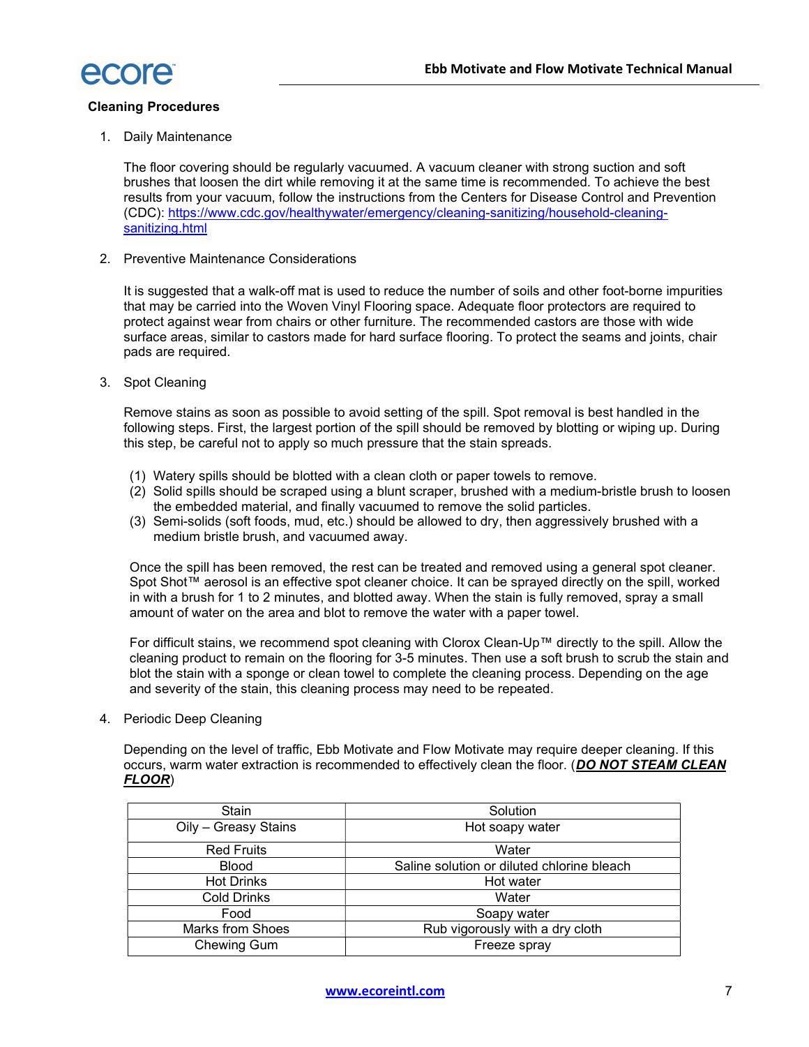## Cleaning Procedures

1. Daily Maintenance

   The floor covering should be regularly vacuumed. A vacuum cleaner with strong suction and soft brushes that loosen the dirt while removing it at the same time is recommended. To achieve the best results from your vacuum, follow the instructions from the Centers for Disease Control and Prevention (CDC): [https://www.cdc.gov/healthywater/emergency/cleaning-sanitizing/household-cleaning-sanitizing.html](https://www.cdc.gov/healthywater/emergency/cleaning-sanitizing/household-cleaning-sanitizing.html)

2. Preventive Maintenance Considerations

   It is suggested that a walk-off mat is used to reduce the number of soils and other foot-borne impurities that may be carried into the Woven Vinyl Flooring space. Adequate floor protectors are required to protect against wear from chairs or other furniture. The recommended castors are those with wide surface areas, similar to castors made for hard surface flooring. To protect the seams and joints, chair pads are required.

3. Spot Cleaning

   Remove stains as soon as possible to avoid setting of the spill. Spot removal is best handled in the following steps. First, the largest portion of the spill should be removed by blotting or wiping up. During this step, be careful not to apply so much pressure that the stain spreads.

   (1) Watery spills should be blotted with a clean cloth or paper towels to remove.
   (2) Solid spills should be scraped using a blunt scraper, brushed with a medium-bristle brush to loosen the embedded material, and finally vacuumed to remove the solid particles.
   (3) Semi-solids (soft foods, mud, etc.) should be allowed to dry, then aggressively brushed with a medium bristle brush, and vacuumed away.

   Once the spill has been removed, the rest can be treated and removed using a general spot cleaner. Spot Shot™ aerosol is an effective spot cleaner choice. It can be sprayed directly on the spill, worked in with a brush for 1 to 2 minutes, and blotted away. When the stain is fully removed, spray a small amount of water on the area and blot to remove the water with a paper towel.

   For difficult stains, we recommend spot cleaning with Clorox Clean-Up™ directly to the spill. Allow the cleaning product to remain on the flooring for 3-5 minutes. Then use a soft brush to scrub the stain and blot the stain with a sponge or clean towel to complete the cleaning process. Depending on the age and severity of the stain, this cleaning process may need to be repeated.

4. Periodic Deep Cleaning

   Depending on the level of traffic, Ebb Motivate and Flow Motivate may require deeper cleaning. If this occurs, warm water extraction is recommended to effectively clean the floor. (***DO NOT STEAM CLEAN FLOOR***)

| Stain | Solution |
|---|---|
| Oily – Greasy Stains | Hot soapy water |
| Red Fruits | Water |
| Blood | Saline solution or diluted chlorine bleach |
| Hot Drinks | Hot water |
| Cold Drinks | Water |
| Food | Soapy water |
| Marks from Shoes | Rub vigorously with a dry cloth |
| Chewing Gum | Freeze spray |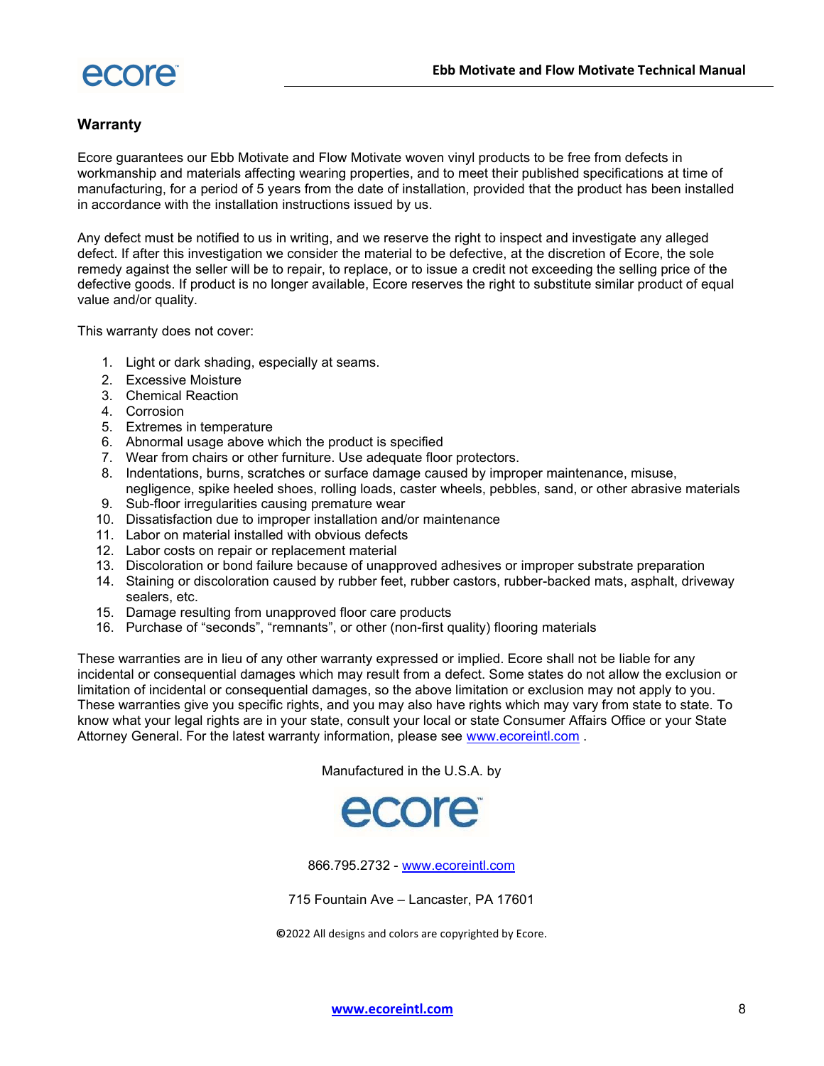## Warranty

Ecore guarantees our Ebb Motivate and Flow Motivate woven vinyl products to be free from defects in workmanship and materials affecting wearing properties, and to meet their published specifications at time of manufacturing, for a period of 5 years from the date of installation, provided that the product has been installed in accordance with the installation instructions issued by us.

Any defect must be notified to us in writing, and we reserve the right to inspect and investigate any alleged defect. If after this investigation we consider the material to be defective, at the discretion of Ecore, the sole remedy against the seller will be to repair, to replace, or to issue a credit not exceeding the selling price of the defective goods. If product is no longer available, Ecore reserves the right to substitute similar product of equal value and/or quality.

This warranty does not cover:

1. Light or dark shading, especially at seams.
2. Excessive Moisture
3. Chemical Reaction
4. Corrosion
5. Extremes in temperature
6. Abnormal usage above which the product is specified
7. Wear from chairs or other furniture. Use adequate floor protectors.
8. Indentations, burns, scratches or surface damage caused by improper maintenance, misuse, negligence, spike heeled shoes, rolling loads, caster wheels, pebbles, sand, or other abrasive materials
9. Sub-floor irregularities causing premature wear
10. Dissatisfaction due to improper installation and/or maintenance
11. Labor on material installed with obvious defects
12. Labor costs on repair or replacement material
13. Discoloration or bond failure because of unapproved adhesives or improper substrate preparation
14. Staining or discoloration caused by rubber feet, rubber castors, rubber-backed mats, asphalt, driveway sealers, etc.
15. Damage resulting from unapproved floor care products
16. Purchase of "seconds", "remnants", or other (non-first quality) flooring materials

These warranties are in lieu of any other warranty expressed or implied. Ecore shall not be liable for any incidental or consequential damages which may result from a defect. Some states do not allow the exclusion or limitation of incidental or consequential damages, so the above limitation or exclusion may not apply to you. These warranties give you specific rights, and you may also have rights which may vary from state to state. To know what your legal rights are in your state, consult your local or state Consumer Affairs Office or your State Attorney General. For the latest warranty information, please see www.ecoreintl.com .

Manufactured in the U.S.A. by

ecore

866.795.2732 - www.ecoreintl.com

715 Fountain Ave – Lancaster, PA 17601

©2022 All designs and colors are copyrighted by Ecore.